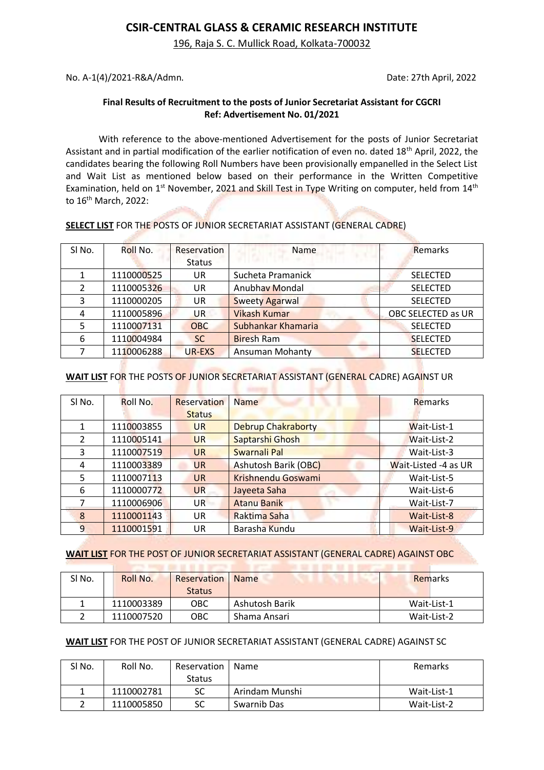# CSIR-CENTRAL GLASS & CERAMIC RESEARCH INSTITUTE

196, Raja S. C. Mullick Road, Kolkata-700032

No. A-1(4)/2021-R&A/Admn. Date: 27th April, 2022

**Final Results of Recruitment to the posts of Junior Secretariat Assistant for CGCRI**
**Ref: Advertisement No. 01/2021**

With reference to the above-mentioned Advertisement for the posts of Junior Secretariat Assistant and in partial modification of the earlier notification of even no. dated 18th April, 2022, the candidates bearing the following Roll Numbers have been provisionally empanelled in the Select List and Wait List as mentioned below based on their performance in the Written Competitive Examination, held on 1st November, 2021 and Skill Test in Type Writing on computer, held from 14th to 16th March, 2022:

**SELECT LIST** FOR THE POSTS OF JUNIOR SECRETARIAT ASSISTANT (GENERAL CADRE)

| Sl No. | Roll No. | Reservation Status | Name | Remarks |
|---|---|---|---|---|
| 1 | 1110000525 | UR | Sucheta Pramanick | SELECTED |
| 2 | 1110005326 | UR | Anubhav Mondal | SELECTED |
| 3 | 1110000205 | UR | Sweety Agarwal | SELECTED |
| 4 | 1110005896 | UR | Vikash Kumar | OBC SELECTED as UR |
| 5 | 1110007131 | OBC | Subhankar Khamaria | SELECTED |
| 6 | 1110004984 | SC | Biresh Ram | SELECTED |
| 7 | 1110006288 | UR-EXS | Ansuman Mohanty | SELECTED |

**WAIT LIST** FOR THE POSTS OF JUNIOR SECRETARIAT ASSISTANT (GENERAL CADRE) AGAINST UR

| Sl No. | Roll No. | Reservation Status | Name | Remarks |
|---|---|---|---|---|
| 1 | 1110003855 | UR | Debrup Chakraborty | Wait-List-1 |
| 2 | 1110005141 | UR | Saptarshi Ghosh | Wait-List-2 |
| 3 | 1110007519 | UR | Swarnali Pal | Wait-List-3 |
| 4 | 1110003389 | UR | Ashutosh Barik (OBC) | Wait-Listed -4 as UR |
| 5 | 1110007113 | UR | Krishnendu Goswami | Wait-List-5 |
| 6 | 1110000772 | UR | Jayeeta Saha | Wait-List-6 |
| 7 | 1110006906 | UR | Atanu Banik | Wait-List-7 |
| 8 | 1110001143 | UR | Raktima Saha | Wait-List-8 |
| 9 | 1110001591 | UR | Barasha Kundu | Wait-List-9 |

**WAIT LIST** FOR THE POST OF JUNIOR SECRETARIAT ASSISTANT (GENERAL CADRE) AGAINST OBC

| Sl No. | Roll No. | Reservation Status | Name | Remarks |
|---|---|---|---|---|
| 1 | 1110003389 | OBC | Ashutosh Barik | Wait-List-1 |
| 2 | 1110007520 | OBC | Shama Ansari | Wait-List-2 |

**WAIT LIST** FOR THE POST OF JUNIOR SECRETARIAT ASSISTANT (GENERAL CADRE) AGAINST SC

| Sl No. | Roll No. | Reservation Status | Name | Remarks |
|---|---|---|---|---|
| 1 | 1110002781 | SC | Arindam Munshi | Wait-List-1 |
| 2 | 1110005850 | SC | Swarnib Das | Wait-List-2 |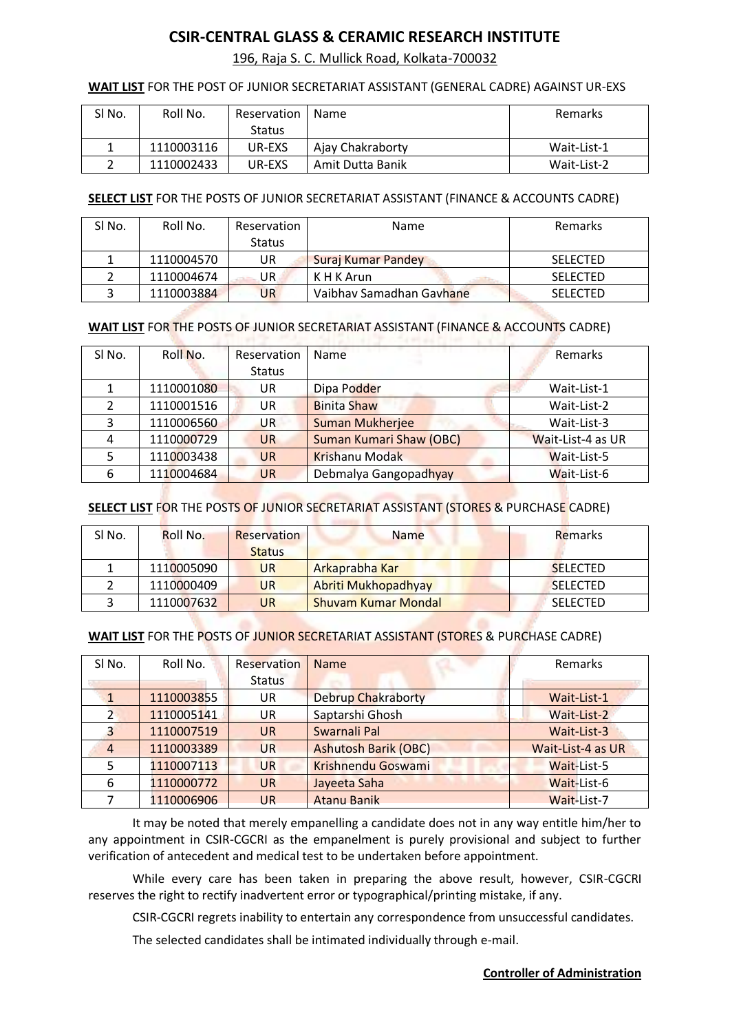# CSIR-CENTRAL GLASS & CERAMIC RESEARCH INSTITUTE

196, Raja S. C. Mullick Road, Kolkata-700032

**WAIT LIST** FOR THE POST OF JUNIOR SECRETARIAT ASSISTANT (GENERAL CADRE) AGAINST UR-EXS

| Sl No. | Roll No. | Reservation Status | Name | Remarks |
|---|---|---|---|---|
| 1 | 1110003116 | UR-EXS | Ajay Chakraborty | Wait-List-1 |
| 2 | 1110002433 | UR-EXS | Amit Dutta Banik | Wait-List-2 |

**SELECT LIST** FOR THE POSTS OF JUNIOR SECRETARIAT ASSISTANT (FINANCE & ACCOUNTS CADRE)

| Sl No. | Roll No. | Reservation Status | Name | Remarks |
|---|---|---|---|---|
| 1 | 1110004570 | UR | Suraj Kumar Pandey | SELECTED |
| 2 | 1110004674 | UR | K H K Arun | SELECTED |
| 3 | 1110003884 | UR | Vaibhav Samadhan Gavhane | SELECTED |

**WAIT LIST** FOR THE POSTS OF JUNIOR SECRETARIAT ASSISTANT (FINANCE & ACCOUNTS CADRE)

| Sl No. | Roll No. | Reservation Status | Name | Remarks |
|---|---|---|---|---|
| 1 | 1110001080 | UR | Dipa Podder | Wait-List-1 |
| 2 | 1110001516 | UR | Binita Shaw | Wait-List-2 |
| 3 | 1110006560 | UR | Suman Mukherjee | Wait-List-3 |
| 4 | 1110000729 | UR | Suman Kumari Shaw (OBC) | Wait-List-4 as UR |
| 5 | 1110003438 | UR | Krishanu Modak | Wait-List-5 |
| 6 | 1110004684 | UR | Debmalya Gangopadhyay | Wait-List-6 |

**SELECT LIST** FOR THE POSTS OF JUNIOR SECRETARIAT ASSISTANT (STORES & PURCHASE CADRE)

| Sl No. | Roll No. | Reservation Status | Name | Remarks |
|---|---|---|---|---|
| 1 | 1110005090 | UR | Arkaprabha Kar | SELECTED |
| 2 | 1110000409 | UR | Abriti Mukhopadhyay | SELECTED |
| 3 | 1110007632 | UR | Shuvam Kumar Mondal | SELECTED |

**WAIT LIST** FOR THE POSTS OF JUNIOR SECRETARIAT ASSISTANT (STORES & PURCHASE CADRE)

| Sl No. | Roll No. | Reservation Status | Name | Remarks |
|---|---|---|---|---|
| 1 | 1110003855 | UR | Debrup Chakraborty | Wait-List-1 |
| 2 | 1110005141 | UR | Saptarshi Ghosh | Wait-List-2 |
| 3 | 1110007519 | UR | Swarnali Pal | Wait-List-3 |
| 4 | 1110003389 | UR | Ashutosh Barik (OBC) | Wait-List-4 as UR |
| 5 | 1110007113 | UR | Krishnendu Goswami | Wait-List-5 |
| 6 | 1110000772 | UR | Jayeeta Saha | Wait-List-6 |
| 7 | 1110006906 | UR | Atanu Banik | Wait-List-7 |

It may be noted that merely empanelling a candidate does not in any way entitle him/her to any appointment in CSIR-CGCRI as the empanelment is purely provisional and subject to further verification of antecedent and medical test to be undertaken before appointment.

While every care has been taken in preparing the above result, however, CSIR-CGCRI reserves the right to rectify inadvertent error or typographical/printing mistake, if any.

CSIR-CGCRI regrets inability to entertain any correspondence from unsuccessful candidates.

The selected candidates shall be intimated individually through e-mail.

**Controller of Administration**